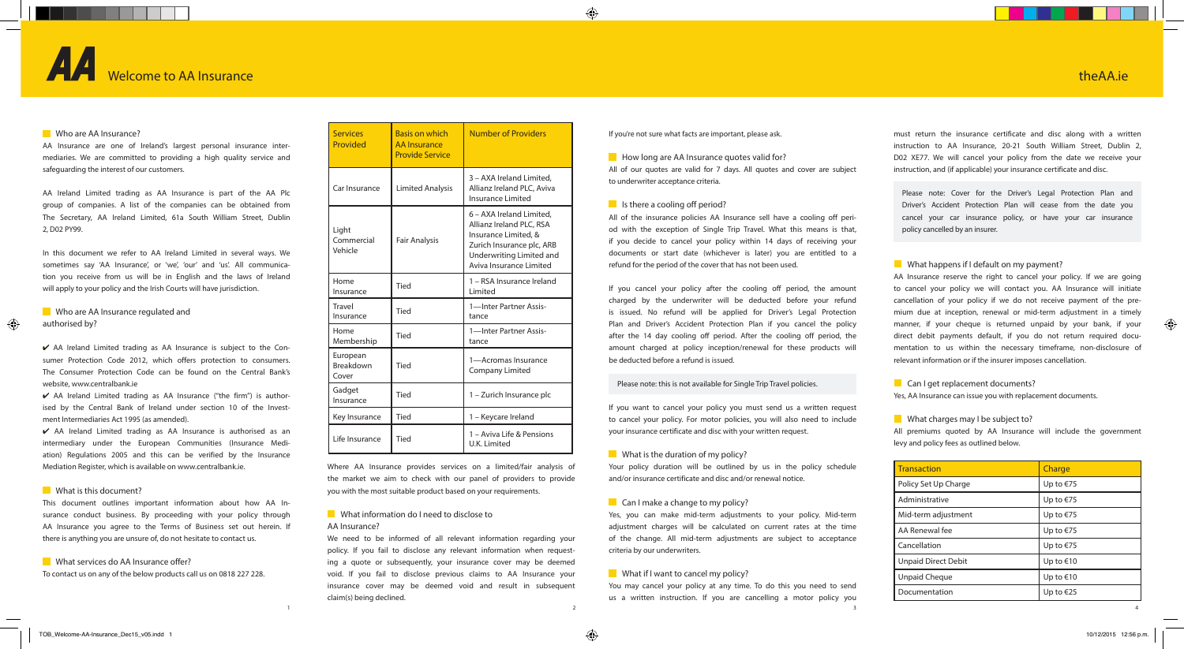# Welcome to AA Insurance

theAA.ie

## Who are AA Insurance?

AA Insurance are one of Ireland's largest personal insurance intermediaries. We are committed to providing a high quality service and safeguarding the interest of our customers.

AA Ireland Limited trading as AA Insurance is part of the AA Plc group of companies. A list of the companies can be obtained from The Secretary, AA Ireland Limited, 61a South William Street, Dublin 2, D02 PY99.

In this document we refer to AA Ireland Limited in several ways. We sometimes say 'AA Insurance', or 'we', 'our' and 'us'. All communication you receive from us will be in English and the laws of Ireland will apply to your policy and the Irish Courts will have jurisdiction.

## Who are AA Insurance regulated and authorised by?

✔ AA Ireland Limited trading as AA Insurance is subject to the Consumer Protection Code 2012, which offers protection to consumers. The Consumer Protection Code can be found on the Central Bank's website, www.centralbank.ie

✔ AA Ireland Limited trading as AA Insurance ("the firm") is authorised by the Central Bank of Ireland under section 10 of the Investment Intermediaries Act 1995 (as amended).

✔ AA Ireland Limited trading as AA Insurance is authorised as an intermediary under the European Communities (Insurance Mediation) Regulations 2005 and this can be verified by the Insurance Mediation Register, which is available on www.centralbank.ie.

## What is this document?

This document outlines important information about how AA Insurance conduct business. By proceeding with your policy through AA Insurance you agree to the Terms of Business set out herein. If there is anything you are unsure of, do not hesitate to contact us.

## What services do AA Insurance offer?

To contact us on any of the below products call us on 0818 227 228.

| Services Provided | Basis on which AA Insurance Provide Service | Number of Providers |
|---|---|---|
| Car Insurance | Limited Analysis | 3 – AXA Ireland Limited, Allianz Ireland PLC, Aviva Insurance Limited |
| Light Commercial Vehicle | Fair Analysis | 6 – AXA Ireland Limited, Allianz Ireland PLC, RSA Insurance Limited, & Zurich Insurance plc, ARB Underwriting Limited and Aviva Insurance Limited |
| Home Insurance | Tied | 1 – RSA Insurance Ireland Limited |
| Travel Insurance | Tied | 1—Inter Partner Assistance |
| Home Membership | Tied | 1—Inter Partner Assistance |
| European Breakdown Cover | Tied | 1—Acromas Insurance Company Limited |
| Gadget Insurance | Tied | 1 – Zurich Insurance plc |
| Key Insurance | Tied | 1 – Keycare Ireland |
| Life Insurance | Tied | 1 – Aviva Life & Pensions U.K. Limited |

Where AA Insurance provides services on a limited/fair analysis of the market we aim to check with our panel of providers to provide you with the most suitable product based on your requirements.

## What information do I need to disclose to AA Insurance?

We need to be informed of all relevant information regarding your policy. If you fail to disclose any relevant information when requesting a quote or subsequently, your insurance cover may be deemed void. If you fail to disclose previous claims to AA Insurance your insurance cover may be deemed void and result in subsequent claim(s) being declined.

If you're not sure what facts are important, please ask.

## How long are AA Insurance quotes valid for?

All of our quotes are valid for 7 days. All quotes and cover are subject to underwriter acceptance criteria.

## Is there a cooling off period?

All of the insurance policies AA Insurance sell have a cooling off period with the exception of Single Trip Travel. What this means is that, if you decide to cancel your policy within 14 days of receiving your documents or start date (whichever is later) you are entitled to a refund for the period of the cover that has not been used.

If you cancel your policy after the cooling off period, the amount charged by the underwriter will be deducted before your refund is issued. No refund will be applied for Driver's Legal Protection Plan and Driver's Accident Protection Plan if you cancel the policy after the 14 day cooling off period. After the cooling off period, the amount charged at policy inception/renewal for these products will be deducted before a refund is issued.

Please note: this is not available for Single Trip Travel policies.

If you want to cancel your policy you must send us a written request to cancel your policy. For motor policies, you will also need to include your insurance certificate and disc with your written request.

## What is the duration of my policy?

Your policy duration will be outlined by us in the policy schedule and/or insurance certificate and disc and/or renewal notice.

## Can I make a change to my policy?

Yes, you can make mid-term adjustments to your policy. Mid-term adjustment charges will be calculated on current rates at the time of the change. All mid-term adjustments are subject to acceptance criteria by our underwriters.

## What if I want to cancel my policy?

You may cancel your policy at any time. To do this you need to send us a written instruction. If you are cancelling a motor policy you must return the insurance certificate and disc along with a written instruction to AA Insurance, 20-21 South William Street, Dublin 2, D02 XE77. We will cancel your policy from the date we receive your instruction, and (if applicable) your insurance certificate and disc.

Please note: Cover for the Driver's Legal Protection Plan and Driver's Accident Protection Plan will cease from the date you cancel your car insurance policy, or have your car insurance policy cancelled by an insurer.

## What happens if I default on my payment?

AA Insurance reserve the right to cancel your policy. If we are going to cancel your policy we will contact you. AA Insurance will initiate cancellation of your policy if we do not receive payment of the premium due at inception, renewal or mid-term adjustment in a timely manner, if your cheque is returned unpaid by your bank, if your direct debit payments default, if you do not return required documentation to us within the necessary timeframe, non-disclosure of relevant information or if the insurer imposes cancellation.

## Can I get replacement documents?

Yes, AA Insurance can issue you with replacement documents.

## What charges may I be subject to?

All premiums quoted by AA Insurance will include the government levy and policy fees as outlined below.

| Transaction | Charge |
|---|---|
| Policy Set Up Charge | Up to €75 |
| Administrative | Up to €75 |
| Mid-term adjustment | Up to €75 |
| AA Renewal fee | Up to €75 |
| Cancellation | Up to €75 |
| Unpaid Direct Debit | Up to €10 |
| Unpaid Cheque | Up to €10 |
| Documentation | Up to €25 |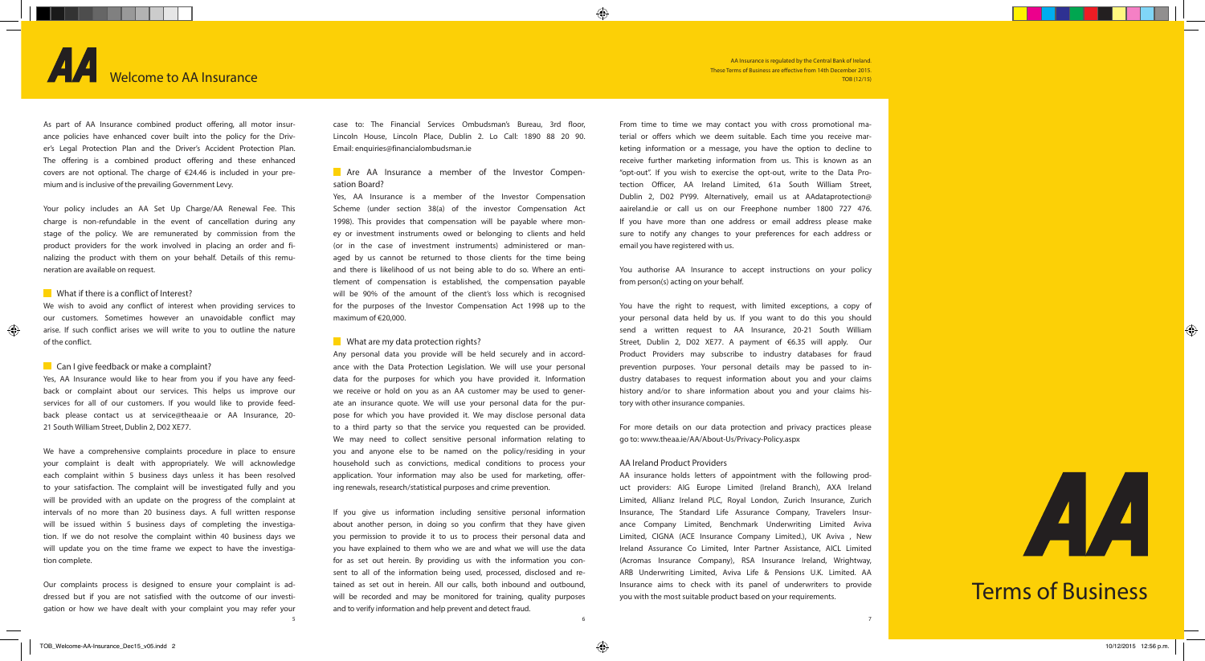# Welcome to AA Insurance

AA Insurance is regulated by the Central Bank of Ireland.
These Terms of Business are effective from 14th December 2015.
TOB (12/15)

As part of AA Insurance combined product offering, all motor insurance policies have enhanced cover built into the policy for the Driver's Legal Protection Plan and the Driver's Accident Protection Plan. The offering is a combined product offering and these enhanced covers are not optional. The charge of €24.46 is included in your premium and is inclusive of the prevailing Government Levy.

Your policy includes an AA Set Up Charge/AA Renewal Fee. This charge is non-refundable in the event of cancellation during any stage of the policy. We are remunerated by commission from the product providers for the work involved in placing an order and finalizing the product with them on your behalf. Details of this remuneration are available on request.

### What if there is a conflict of Interest?

We wish to avoid any conflict of interest when providing services to our customers. Sometimes however an unavoidable conflict may arise. If such conflict arises we will write to you to outline the nature of the conflict.

### Can I give feedback or make a complaint?

Yes, AA Insurance would like to hear from you if you have any feedback or complaint about our services. This helps us improve our services for all of our customers. If you would like to provide feedback please contact us at service@theaa.ie or AA Insurance, 20-21 South William Street, Dublin 2, D02 XE77.

We have a comprehensive complaints procedure in place to ensure your complaint is dealt with appropriately. We will acknowledge each complaint within 5 business days unless it has been resolved to your satisfaction. The complaint will be investigated fully and you will be provided with an update on the progress of the complaint at intervals of no more than 20 business days. A full written response will be issued within 5 business days of completing the investigation. If we do not resolve the complaint within 40 business days we will update you on the time frame we expect to have the investigation complete.

Our complaints process is designed to ensure your complaint is addressed but if you are not satisfied with the outcome of our investigation or how we have dealt with your complaint you may refer your case to: The Financial Services Ombudsman's Bureau, 3rd floor, Lincoln House, Lincoln Place, Dublin 2. Lo Call: 1890 88 20 90. Email: enquiries@financialombudsman.ie

### Are AA Insurance a member of the Investor Compensation Board?

Yes, AA Insurance is a member of the Investor Compensation Scheme (under section 38(a) of the investor Compensation Act 1998). This provides that compensation will be payable where money or investment instruments owed or belonging to clients and held (or in the case of investment instruments) administered or managed by us cannot be returned to those clients for the time being and there is likelihood of us not being able to do so. Where an entitlement of compensation is established, the compensation payable will be 90% of the amount of the client's loss which is recognised for the purposes of the Investor Compensation Act 1998 up to the maximum of €20,000.

### What are my data protection rights?

Any personal data you provide will be held securely and in accordance with the Data Protection Legislation. We will use your personal data for the purposes for which you have provided it. Information we receive or hold on you as an AA customer may be used to generate an insurance quote. We will use your personal data for the purpose for which you have provided it. We may disclose personal data to a third party so that the service you requested can be provided. We may need to collect sensitive personal information relating to you and anyone else to be named on the policy/residing in your household such as convictions, medical conditions to process your application. Your information may also be used for marketing, offering renewals, research/statistical purposes and crime prevention.

If you give us information including sensitive personal information about another person, in doing so you confirm that they have given you permission to provide it to us to process their personal data and you have explained to them who we are and what we will use the data for as set out herein. By providing us with the information you consent to all of the information being used, processed, disclosed and retained as set out in herein. All our calls, both inbound and outbound, will be recorded and may be monitored for training, quality purposes and to verify information and help prevent and detect fraud.

From time to time we may contact you with cross promotional material or offers which we deem suitable. Each time you receive marketing information or a message, you have the option to decline to receive further marketing information from us. This is known as an "opt-out". If you wish to exercise the opt-out, write to the Data Protection Officer, AA Ireland Limited, 61a South William Street, Dublin 2, D02 PY99. Alternatively, email us at AAdataprotection@aaireland.ie or call us on our Freephone number 1800 727 476. If you have more than one address or email address please make sure to notify any changes to your preferences for each address or email you have registered with us.

You authorise AA Insurance to accept instructions on your policy from person(s) acting on your behalf.

You have the right to request, with limited exceptions, a copy of your personal data held by us. If you want to do this you should send a written request to AA Insurance, 20-21 South William Street, Dublin 2, D02 XE77. A payment of €6.35 will apply. Our Product Providers may subscribe to industry databases for fraud prevention purposes. Your personal details may be passed to industry databases to request information about you and your claims history and/or to share information about you and your claims history with other insurance companies.

For more details on our data protection and privacy practices please go to: www.theaa.ie/AA/About-Us/Privacy-Policy.aspx

### AA Ireland Product Providers

AA insurance holds letters of appointment with the following product providers: AIG Europe Limited (Ireland Branch), AXA Ireland Limited, Allianz Ireland PLC, Royal London, Zurich Insurance, Zurich Insurance, The Standard Life Assurance Company, Travelers Insurance Company Limited, Benchmark Underwriting Limited Aviva Limited, CIGNA (ACE Insurance Company Limited.), UK Aviva , New Ireland Assurance Co Limited, Inter Partner Assistance, AICL Limited (Acromas Insurance Company), RSA Insurance Ireland, Wrightway, ARB Underwriting Limited, Aviva Life & Pensions U.K. Limited. AA Insurance aims to check with its panel of underwriters to provide you with the most suitable product based on your requirements.

# Terms of Business